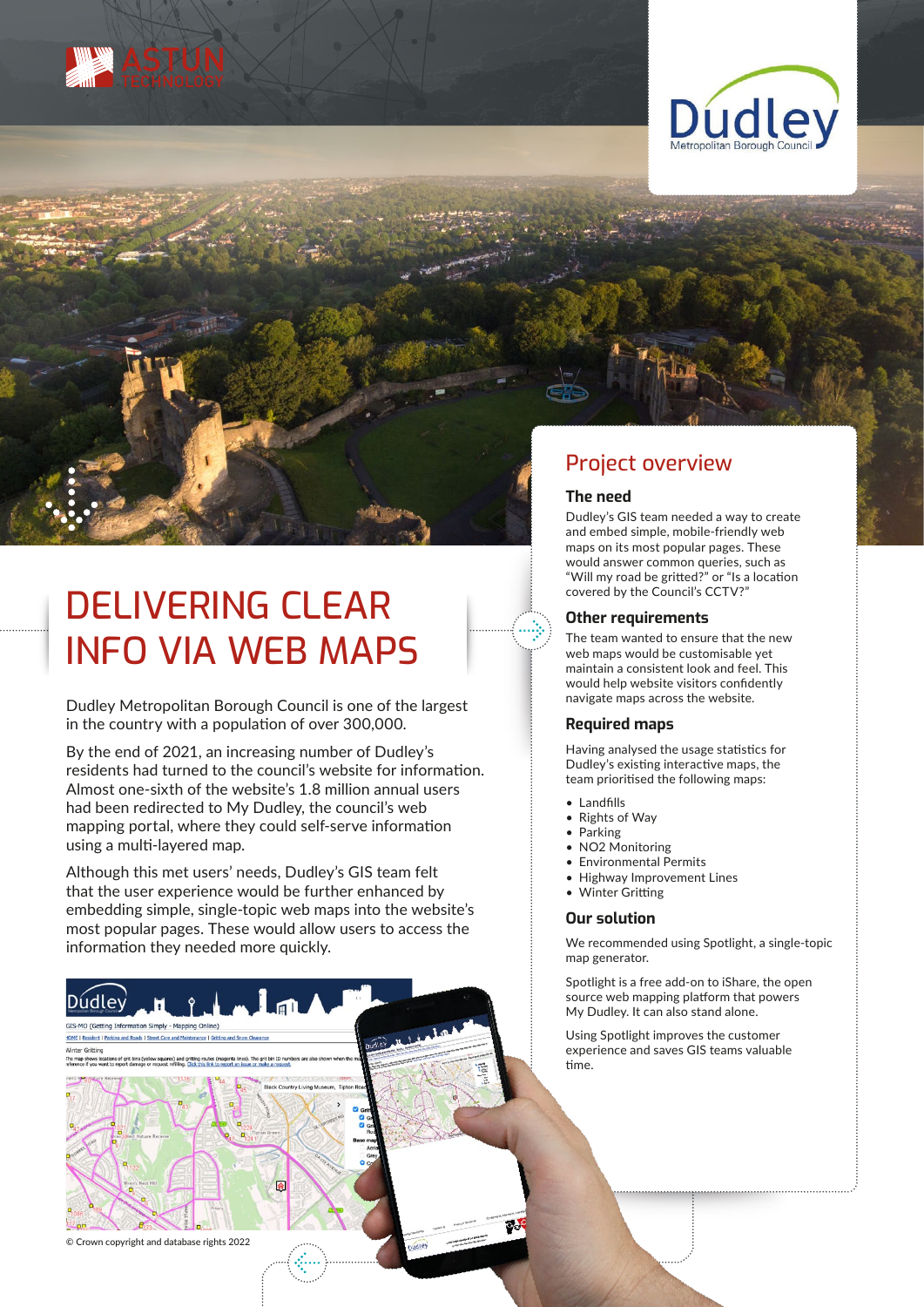# DELIVERING CLEAR INFO VIA WEB MAPS

Dudley Metropolitan Borough Council is one of the largest in the country with a population of over 300,000.

By the end of 2021, an increasing number of Dudley's residents had turned to the council's website for information. Almost one-sixth of the website's 1.8 million annual users had been redirected to My Dudley, the council's web mapping portal, where they could self-serve information using a multi-layered map.

Although this met users' needs, Dudley's GIS team felt that the user experience would be further enhanced by embedding simple, single-topic web maps into the website's most popular pages. These would allow users to access the information they needed more quickly.

© Crown copyright and database rights 2022

## Project overview

### The need

Dudley's GIS team needed a way to create and embed simple, mobile-friendly web maps on its most popular pages. These would answer common queries, such as "Will my road be gritted?" or "Is a location covered by the Council's CCTV?"

### Other requirements

The team wanted to ensure that the new web maps would be customisable yet maintain a consistent look and feel. This would help website visitors confidently navigate maps across the website.

### Required maps

Having analysed the usage statistics for Dudley's existing interactive maps, the team prioritised the following maps:

- Landfills
- Rights of Way
- Parking
- NO2 Monitoring
- Environmental Permits
- Highway Improvement Lines
- Winter Gritting

### Our solution

We recommended using Spotlight, a single-topic map generator.

Spotlight is a free add-on to iShare, the open source web mapping platform that powers My Dudley. It can also stand alone.

Using Spotlight improves the customer experience and saves GIS teams valuable time.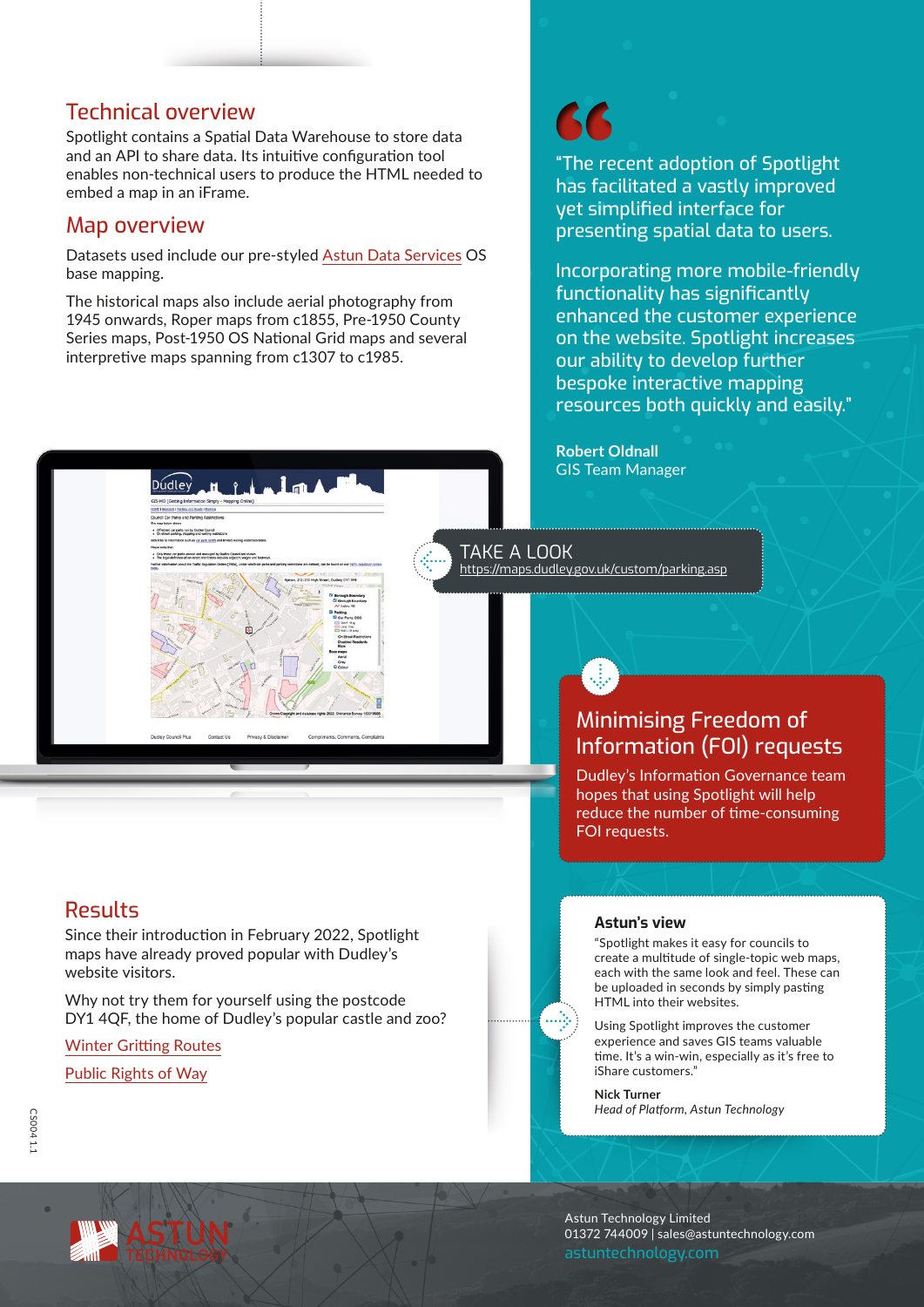## Technical overview

Spotlight contains a Spatial Data Warehouse to store data and an API to share data. Its intuitive configuration tool enables non-technical users to produce the HTML needed to embed a map in an iFrame.

## Map overview

Datasets used include our pre-styled Astun Data Services OS base mapping.

The historical maps also include aerial photography from 1945 onwards, Roper maps from c1855, Pre-1950 County Series maps, Post-1950 OS National Grid maps and several interpretive maps spanning from c1307 to c1985.

"The recent adoption of Spotlight has facilitated a vastly improved yet simplified interface for presenting spatial data to users.

Incorporating more mobile-friendly functionality has significantly enhanced the customer experience on the website. Spotlight increases our ability to develop further bespoke interactive mapping resources both quickly and easily."

**Robert Oldnall**
GIS Team Manager

TAKE A LOOK
https://maps.dudley.gov.uk/custom/parking.asp

## Minimising Freedom of Information (FOI) requests

Dudley's Information Governance team hopes that using Spotlight will help reduce the number of time-consuming FOI requests.

## Results

Since their introduction in February 2022, Spotlight maps have already proved popular with Dudley's website visitors.

Why not try them for yourself using the postcode DY1 4QF, the home of Dudley's popular castle and zoo?

Winter Gritting Routes

Public Rights of Way

### Astun's view

"Spotlight makes it easy for councils to create a multitude of single-topic web maps, each with the same look and feel. These can be uploaded in seconds by simply pasting HTML into their websites.

Using Spotlight improves the customer experience and saves GIS teams valuable time. It's a win-win, especially as it's free to iShare customers."

**Nick Turner**
*Head of Platform, Astun Technology*

CS004 1.1

Astun Technology Limited
01372 744009 | sales@astuntechnology.com
astuntechnology.com